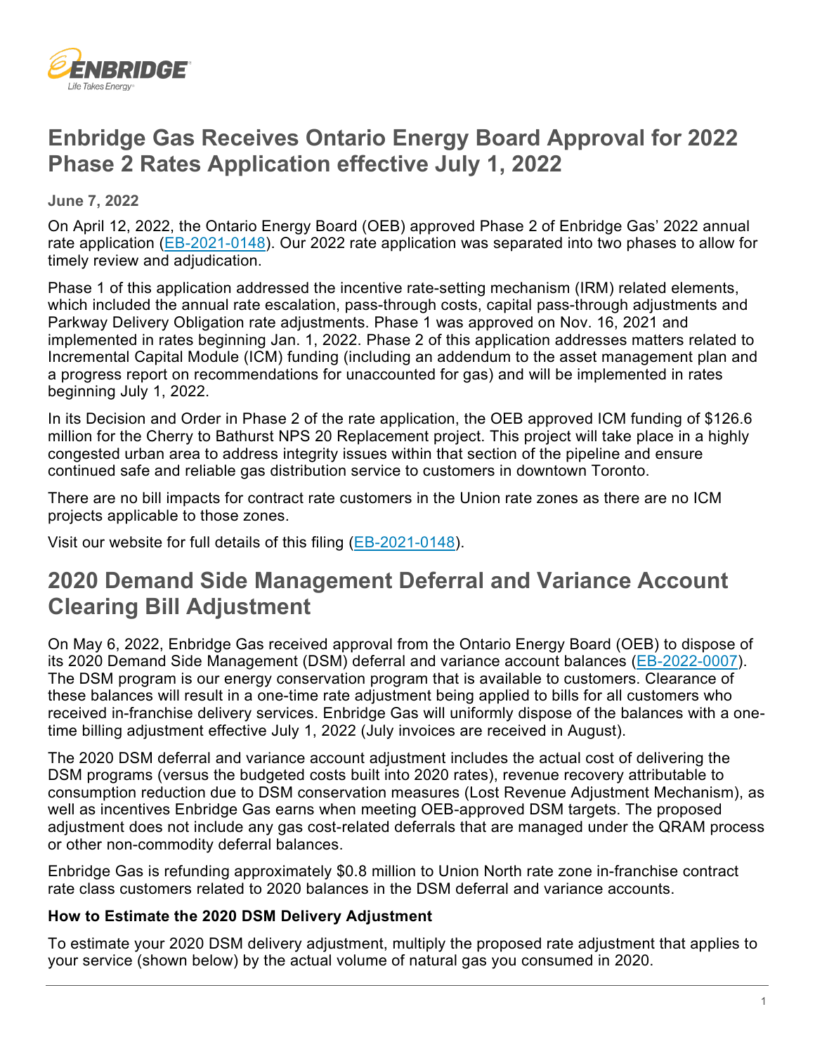# Enbridge Gas Receives Ontario Energy Board Approval for 2022 Phase 2 Rates Application effective July 1, 2022

**June 7, 2022**

On April 12, 2022, the Ontario Energy Board (OEB) approved Phase 2 of Enbridge Gas' 2022 annual rate application (EB-2021-0148). Our 2022 rate application was separated into two phases to allow for timely review and adjudication.

Phase 1 of this application addressed the incentive rate-setting mechanism (IRM) related elements, which included the annual rate escalation, pass-through costs, capital pass-through adjustments and Parkway Delivery Obligation rate adjustments. Phase 1 was approved on Nov. 16, 2021 and implemented in rates beginning Jan. 1, 2022. Phase 2 of this application addresses matters related to Incremental Capital Module (ICM) funding (including an addendum to the asset management plan and a progress report on recommendations for unaccounted for gas) and will be implemented in rates beginning July 1, 2022.

In its Decision and Order in Phase 2 of the rate application, the OEB approved ICM funding of $126.6 million for the Cherry to Bathurst NPS 20 Replacement project. This project will take place in a highly congested urban area to address integrity issues within that section of the pipeline and ensure continued safe and reliable gas distribution service to customers in downtown Toronto.

There are no bill impacts for contract rate customers in the Union rate zones as there are no ICM projects applicable to those zones.

Visit our website for full details of this filing (EB-2021-0148).

# 2020 Demand Side Management Deferral and Variance Account Clearing Bill Adjustment

On May 6, 2022, Enbridge Gas received approval from the Ontario Energy Board (OEB) to dispose of its 2020 Demand Side Management (DSM) deferral and variance account balances (EB-2022-0007). The DSM program is our energy conservation program that is available to customers. Clearance of these balances will result in a one-time rate adjustment being applied to bills for all customers who received in-franchise delivery services. Enbridge Gas will uniformly dispose of the balances with a one-time billing adjustment effective July 1, 2022 (July invoices are received in August).

The 2020 DSM deferral and variance account adjustment includes the actual cost of delivering the DSM programs (versus the budgeted costs built into 2020 rates), revenue recovery attributable to consumption reduction due to DSM conservation measures (Lost Revenue Adjustment Mechanism), as well as incentives Enbridge Gas earns when meeting OEB-approved DSM targets. The proposed adjustment does not include any gas cost-related deferrals that are managed under the QRAM process or other non-commodity deferral balances.

Enbridge Gas is refunding approximately $0.8 million to Union North rate zone in-franchise contract rate class customers related to 2020 balances in the DSM deferral and variance accounts.

### How to Estimate the 2020 DSM Delivery Adjustment

To estimate your 2020 DSM delivery adjustment, multiply the proposed rate adjustment that applies to your service (shown below) by the actual volume of natural gas you consumed in 2020.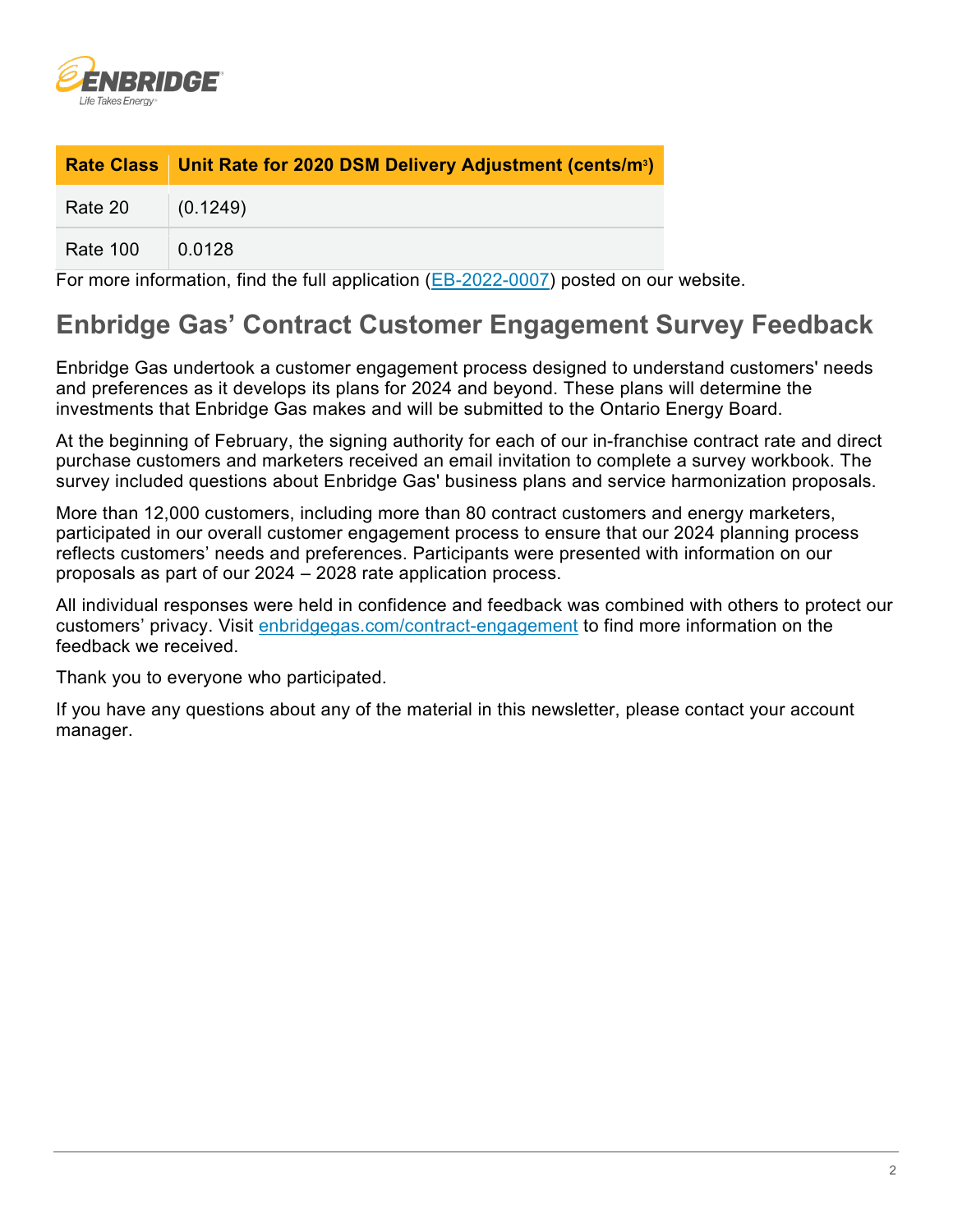| Rate Class | Unit Rate for 2020 DSM Delivery Adjustment (cents/m$^3$) |
| --- | --- |
| Rate 20 | (0.1249) |
| Rate 100 | 0.0128 |

For more information, find the full application (EB-2022-0007) posted on our website.

## Enbridge Gas' Contract Customer Engagement Survey Feedback

Enbridge Gas undertook a customer engagement process designed to understand customers' needs and preferences as it develops its plans for 2024 and beyond. These plans will determine the investments that Enbridge Gas makes and will be submitted to the Ontario Energy Board.

At the beginning of February, the signing authority for each of our in-franchise contract rate and direct purchase customers and marketers received an email invitation to complete a survey workbook. The survey included questions about Enbridge Gas' business plans and service harmonization proposals.

More than 12,000 customers, including more than 80 contract customers and energy marketers, participated in our overall customer engagement process to ensure that our 2024 planning process reflects customers' needs and preferences. Participants were presented with information on our proposals as part of our 2024 – 2028 rate application process.

All individual responses were held in confidence and feedback was combined with others to protect our customers' privacy. Visit enbridgegas.com/contract-engagement to find more information on the feedback we received.

Thank you to everyone who participated.

If you have any questions about any of the material in this newsletter, please contact your account manager.